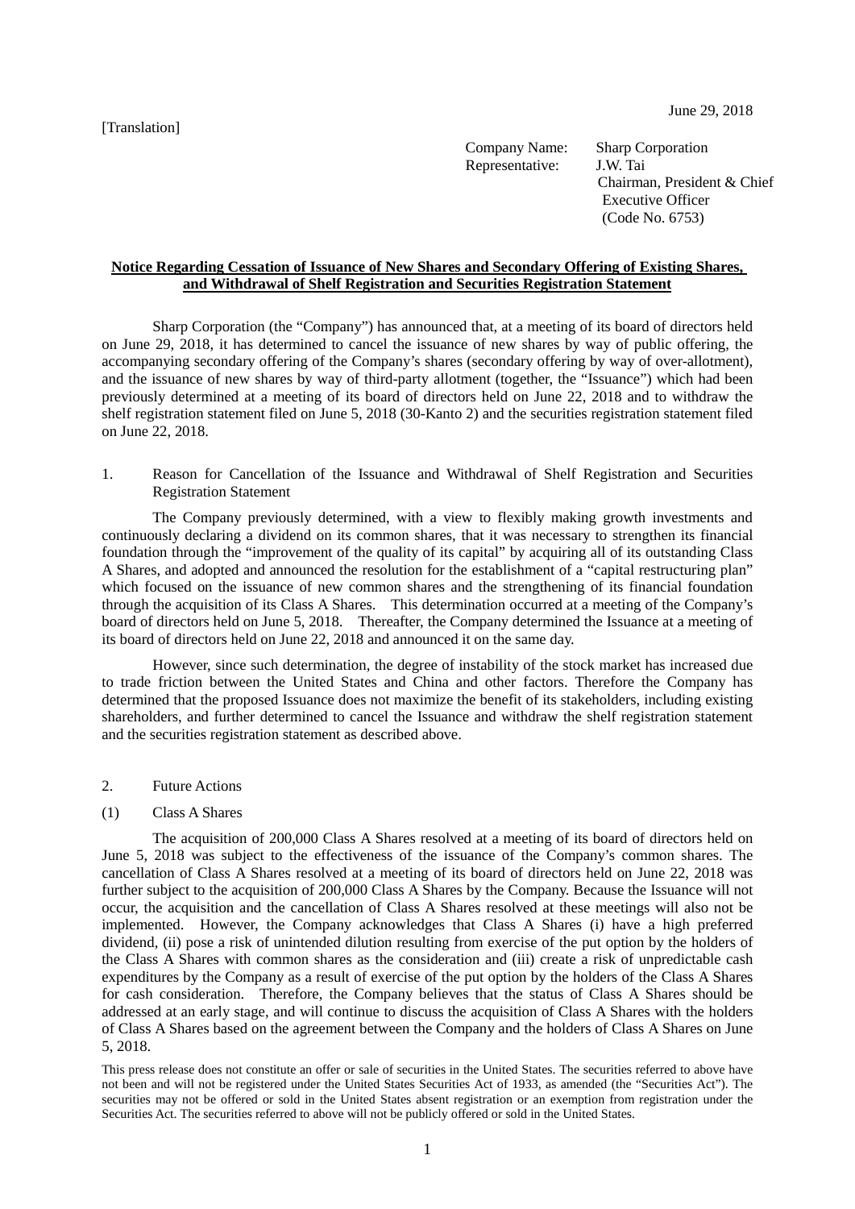[Translation]

June 29, 2018

Company Name: Sharp Corporation
Representative: J.W. Tai
Chairman, President & Chief Executive Officer
(Code No. 6753)

**Notice Regarding Cessation of Issuance of New Shares and Secondary Offering of Existing Shares, and Withdrawal of Shelf Registration and Securities Registration Statement**

Sharp Corporation (the "Company") has announced that, at a meeting of its board of directors held on June 29, 2018, it has determined to cancel the issuance of new shares by way of public offering, the accompanying secondary offering of the Company's shares (secondary offering by way of over-allotment), and the issuance of new shares by way of third-party allotment (together, the "Issuance") which had been previously determined at a meeting of its board of directors held on June 22, 2018 and to withdraw the shelf registration statement filed on June 5, 2018 (30-Kanto 2) and the securities registration statement filed on June 22, 2018.

1. Reason for Cancellation of the Issuance and Withdrawal of Shelf Registration and Securities Registration Statement

The Company previously determined, with a view to flexibly making growth investments and continuously declaring a dividend on its common shares, that it was necessary to strengthen its financial foundation through the "improvement of the quality of its capital" by acquiring all of its outstanding Class A Shares, and adopted and announced the resolution for the establishment of a "capital restructuring plan" which focused on the issuance of new common shares and the strengthening of its financial foundation through the acquisition of its Class A Shares. This determination occurred at a meeting of the Company's board of directors held on June 5, 2018. Thereafter, the Company determined the Issuance at a meeting of its board of directors held on June 22, 2018 and announced it on the same day.

However, since such determination, the degree of instability of the stock market has increased due to trade friction between the United States and China and other factors. Therefore the Company has determined that the proposed Issuance does not maximize the benefit of its stakeholders, including existing shareholders, and further determined to cancel the Issuance and withdraw the shelf registration statement and the securities registration statement as described above.

2. Future Actions

(1) Class A Shares

The acquisition of 200,000 Class A Shares resolved at a meeting of its board of directors held on June 5, 2018 was subject to the effectiveness of the issuance of the Company's common shares. The cancellation of Class A Shares resolved at a meeting of its board of directors held on June 22, 2018 was further subject to the acquisition of 200,000 Class A Shares by the Company. Because the Issuance will not occur, the acquisition and the cancellation of Class A Shares resolved at these meetings will also not be implemented. However, the Company acknowledges that Class A Shares (i) have a high preferred dividend, (ii) pose a risk of unintended dilution resulting from exercise of the put option by the holders of the Class A Shares with common shares as the consideration and (iii) create a risk of unpredictable cash expenditures by the Company as a result of exercise of the put option by the holders of the Class A Shares for cash consideration. Therefore, the Company believes that the status of Class A Shares should be addressed at an early stage, and will continue to discuss the acquisition of Class A Shares with the holders of Class A Shares based on the agreement between the Company and the holders of Class A Shares on June 5, 2018.

This press release does not constitute an offer or sale of securities in the United States. The securities referred to above have not been and will not be registered under the United States Securities Act of 1933, as amended (the "Securities Act"). The securities may not be offered or sold in the United States absent registration or an exemption from registration under the Securities Act. The securities referred to above will not be publicly offered or sold in the United States.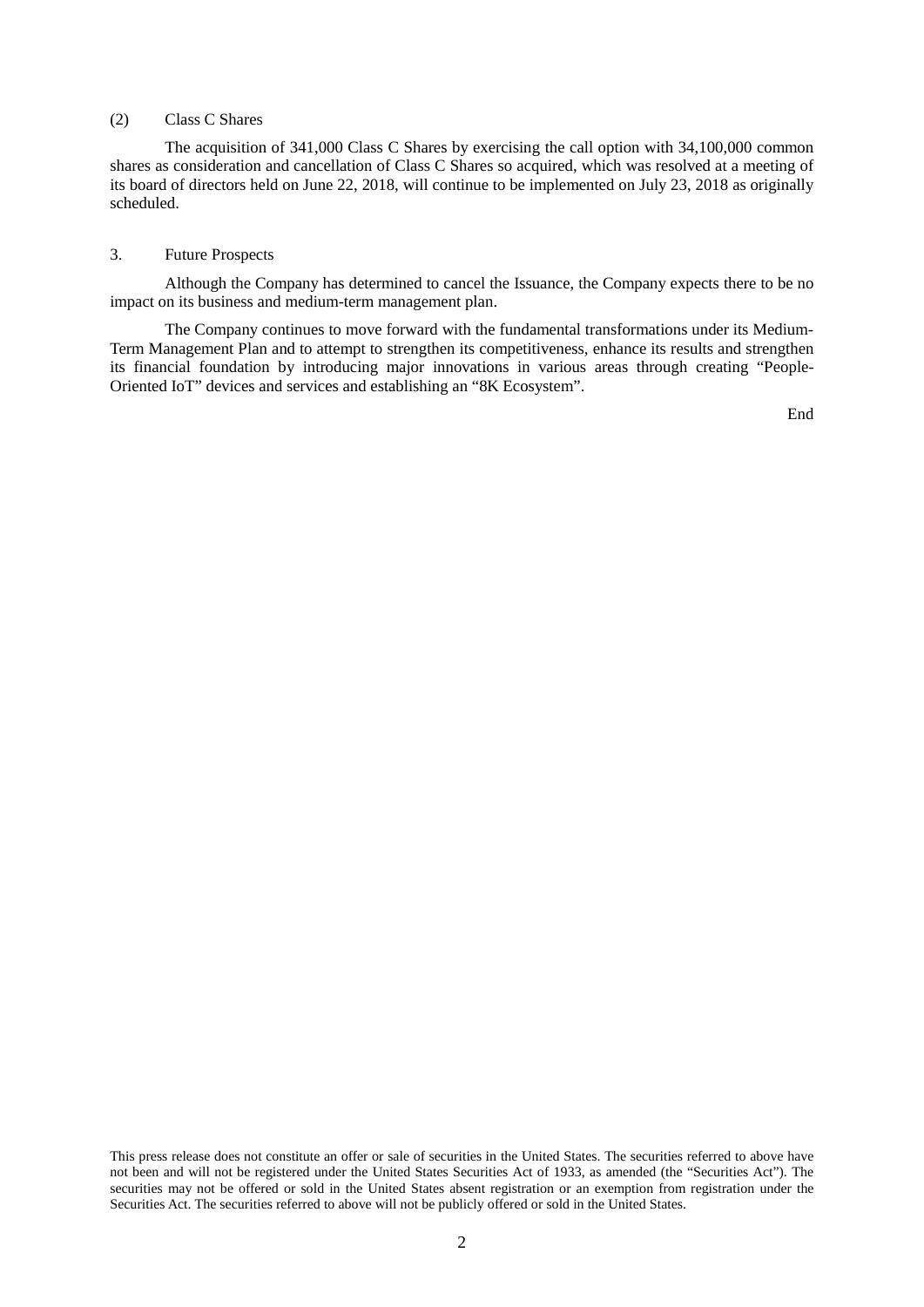(2) Class C Shares

The acquisition of 341,000 Class C Shares by exercising the call option with 34,100,000 common shares as consideration and cancellation of Class C Shares so acquired, which was resolved at a meeting of its board of directors held on June 22, 2018, will continue to be implemented on July 23, 2018 as originally scheduled.

3. Future Prospects

Although the Company has determined to cancel the Issuance, the Company expects there to be no impact on its business and medium-term management plan.

The Company continues to move forward with the fundamental transformations under its Medium-Term Management Plan and to attempt to strengthen its competitiveness, enhance its results and strengthen its financial foundation by introducing major innovations in various areas through creating "People-Oriented IoT" devices and services and establishing an "8K Ecosystem".

End

This press release does not constitute an offer or sale of securities in the United States. The securities referred to above have not been and will not be registered under the United States Securities Act of 1933, as amended (the "Securities Act"). The securities may not be offered or sold in the United States absent registration or an exemption from registration under the Securities Act. The securities referred to above will not be publicly offered or sold in the United States.